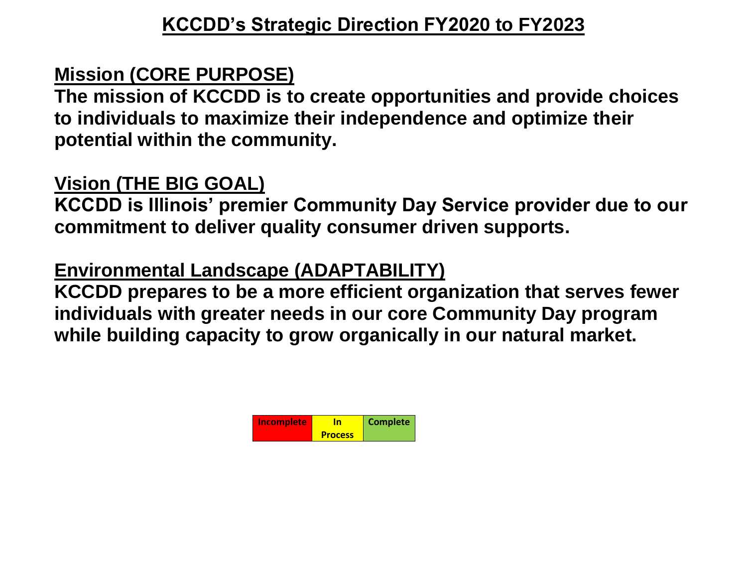# KCCDD's Strategic Direction FY2020 to FY2023

## Mission (CORE PURPOSE)

**The mission of KCCDD is to create opportunities and provide choices to individuals to maximize their independence and optimize their potential within the community.**

## Vision (THE BIG GOAL)

**KCCDD is Illinois' premier Community Day Service provider due to our commitment to deliver quality consumer driven supports.**

## Environmental Landscape (ADAPTABILITY)

**KCCDD prepares to be a more efficient organization that serves fewer individuals with greater needs in our core Community Day program while building capacity to grow organically in our natural market.**

| Incomplete | In Process | Complete |
|---|---|---|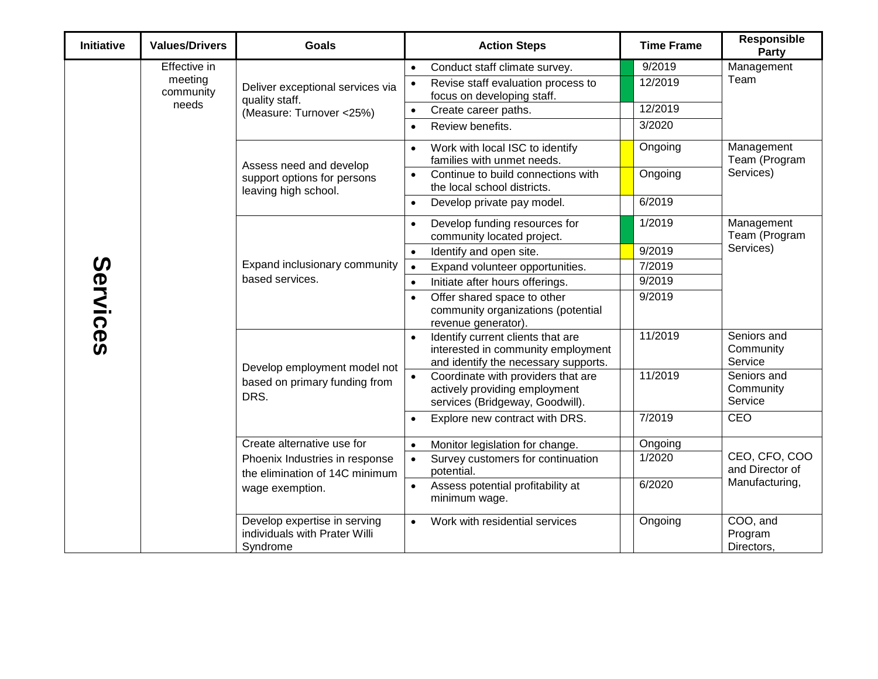| Initiative | Values/Drivers | Goals | Action Steps | Time Frame | Responsible Party |
|---|---|---|---|---|---|
| Services | Effective in meeting community needs | Deliver exceptional services via quality staff. (Measure: Turnover <25%) | • Conduct staff climate survey. | 9/2019 | Management Team |
| | | | • Revise staff evaluation process to focus on developing staff. | 12/2019 | |
| | | | • Create career paths. | 12/2019 | |
| | | | • Review benefits. | 3/2020 | |
| | | Assess need and develop support options for persons leaving high school. | • Work with local ISC to identify families with unmet needs. | Ongoing | Management Team (Program Services) |
| | | | • Continue to build connections with the local school districts. | Ongoing | |
| | | | • Develop private pay model. | 6/2019 | |
| | | Expand inclusionary community based services. | • Develop funding resources for community located project. | 1/2019 | Management Team (Program Services) |
| | | | • Identify and open site. | 9/2019 | |
| | | | • Expand volunteer opportunities. | 7/2019 | |
| | | | • Initiate after hours offerings. | 9/2019 | |
| | | | • Offer shared space to other community organizations (potential revenue generator). | 9/2019 | |
| | | Develop employment model not based on primary funding from DRS. | • Identify current clients that are interested in community employment and identify the necessary supports. | 11/2019 | Seniors and Community Service |
| | | | • Coordinate with providers that are actively providing employment services (Bridgeway, Goodwill). | 11/2019 | Seniors and Community Service |
| | | | • Explore new contract with DRS. | 7/2019 | CEO |
| | | Create alternative use for Phoenix Industries in response the elimination of 14C minimum wage exemption. | • Monitor legislation for change. | Ongoing | CEO, CFO, COO and Director of Manufacturing, |
| | | | • Survey customers for continuation potential. | 1/2020 | |
| | | | • Assess potential profitability at minimum wage. | 6/2020 | |
| | | Develop expertise in serving individuals with Prater Willi Syndrome | • Work with residential services | Ongoing | COO, and Program Directors, |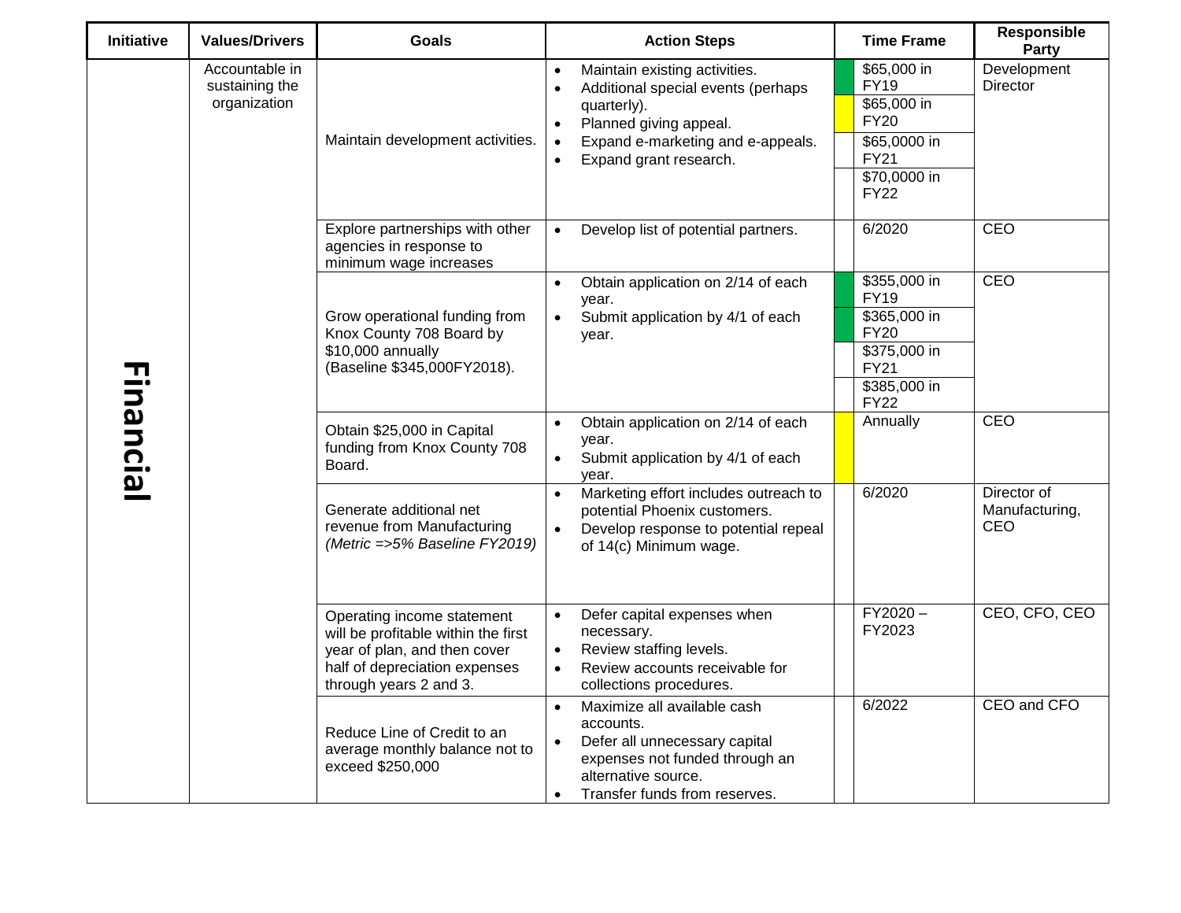| Initiative | Values/Drivers | Goals | Action Steps | Time Frame | | Responsible Party |
|---|---|---|---|---|---|---|
| **Financial** | Accountable in sustaining the organization | Maintain development activities. | • Maintain existing activities.<br>• Additional special events (perhaps quarterly).<br>• Planned giving appeal.<br>• Expand e-marketing and e-appeals.<br>• Expand grant research. | | $65,000 in FY19<br>$65,000 in FY20<br>$65,0000 in FY21<br>$70,0000 in FY22 | Development Director |
| | | Explore partnerships with other agencies in response to minimum wage increases | • Develop list of potential partners. | | 6/2020 | CEO |
| | | Grow operational funding from Knox County 708 Board by $10,000 annually (Baseline $345,000FY2018). | • Obtain application on 2/14 of each year.<br>• Submit application by 4/1 of each year. | | $355,000 in FY19<br>$365,000 in FY20<br>$375,000 in FY21<br>$385,000 in FY22 | CEO |
| | | Obtain $25,000 in Capital funding from Knox County 708 Board. | • Obtain application on 2/14 of each year.<br>• Submit application by 4/1 of each year. | | Annually | CEO |
| | | Generate additional net revenue from Manufacturing *(Metric =>5% Baseline FY2019)* | • Marketing effort includes outreach to potential Phoenix customers.<br>• Develop response to potential repeal of 14(c) Minimum wage. | | 6/2020 | Director of Manufacturing, CEO |
| | | Operating income statement will be profitable within the first year of plan, and then cover half of depreciation expenses through years 2 and 3. | • Defer capital expenses when necessary.<br>• Review staffing levels.<br>• Review accounts receivable for collections procedures. | | FY2020 – FY2023 | CEO, CFO, CEO |
| | | Reduce Line of Credit to an average monthly balance not to exceed $250,000 | • Maximize all available cash accounts.<br>• Defer all unnecessary capital expenses not funded through an alternative source.<br>• Transfer funds from reserves. | | 6/2022 | CEO and CFO |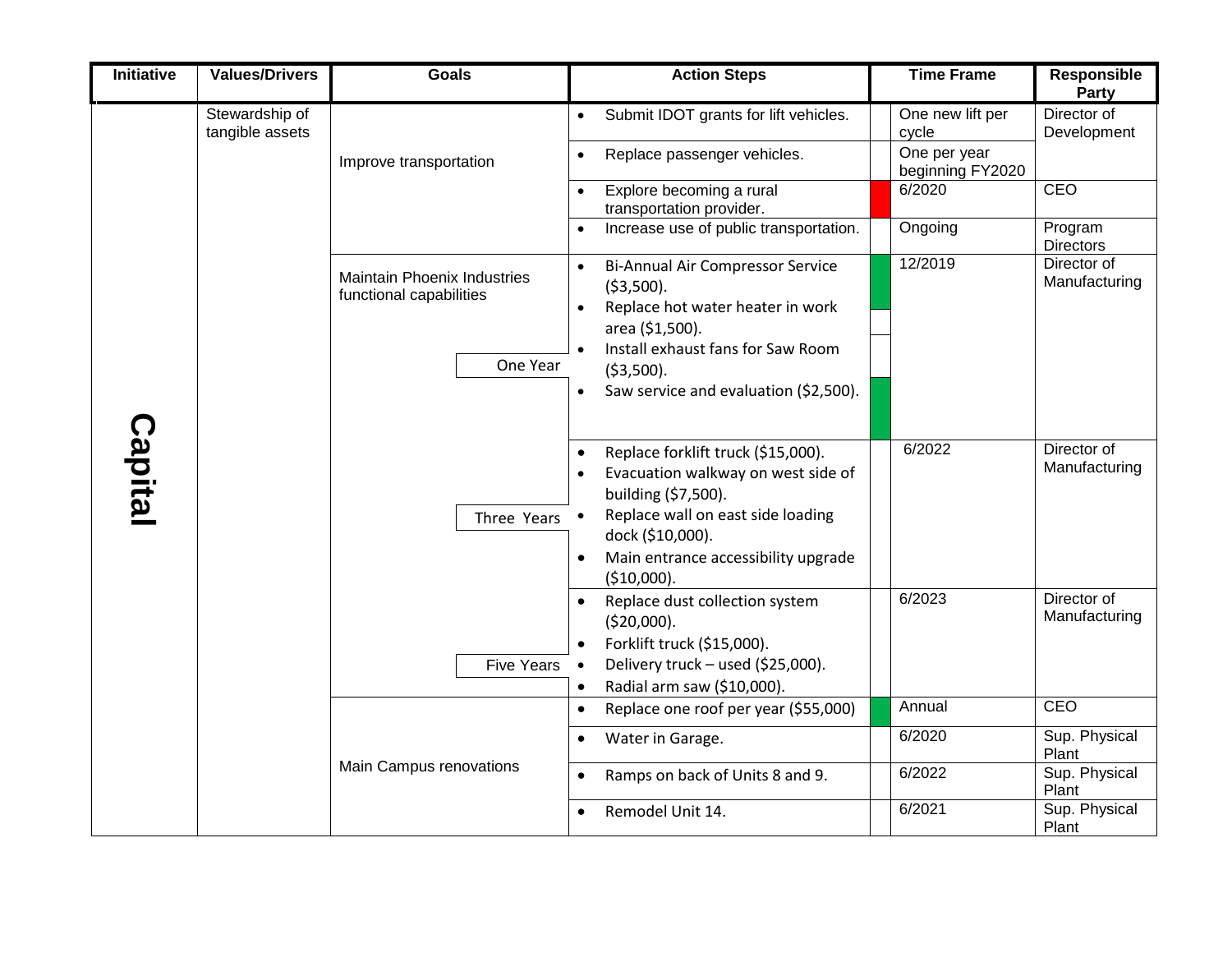| Initiative | Values/Drivers | Goals | Action Steps | | Time Frame | Responsible Party |
|---|---|---|---|---|---|---|
| Capital | Stewardship of tangible assets | Improve transportation | • Submit IDOT grants for lift vehicles. | | One new lift per cycle | Director of Development |
| | | | • Replace passenger vehicles. | | One per year beginning FY2020 | |
| | | | • Explore becoming a rural transportation provider. | | 6/2020 | CEO |
| | | | • Increase use of public transportation. | | Ongoing | Program Directors |
| | | Maintain Phoenix Industries functional capabilities<br>One Year | • Bi-Annual Air Compressor Service ($3,500).<br>• Replace hot water heater in work area ($1,500).<br>• Install exhaust fans for Saw Room ($3,500).<br>• Saw service and evaluation ($2,500). | | 12/2019 | Director of Manufacturing |
| | | Three Years | • Replace forklift truck ($15,000).<br>• Evacuation walkway on west side of building ($7,500).<br>• Replace wall on east side loading dock ($10,000).<br>• Main entrance accessibility upgrade ($10,000). | | 6/2022 | Director of Manufacturing |
| | | Five Years | • Replace dust collection system ($20,000).<br>• Forklift truck ($15,000).<br>• Delivery truck – used ($25,000).<br>• Radial arm saw ($10,000). | | 6/2023 | Director of Manufacturing |
| | | Main Campus renovations | • Replace one roof per year ($55,000) | | Annual | CEO |
| | | | • Water in Garage. | | 6/2020 | Sup. Physical Plant |
| | | | • Ramps on back of Units 8 and 9. | | 6/2022 | Sup. Physical Plant |
| | | | • Remodel Unit 14. | | 6/2021 | Sup. Physical Plant |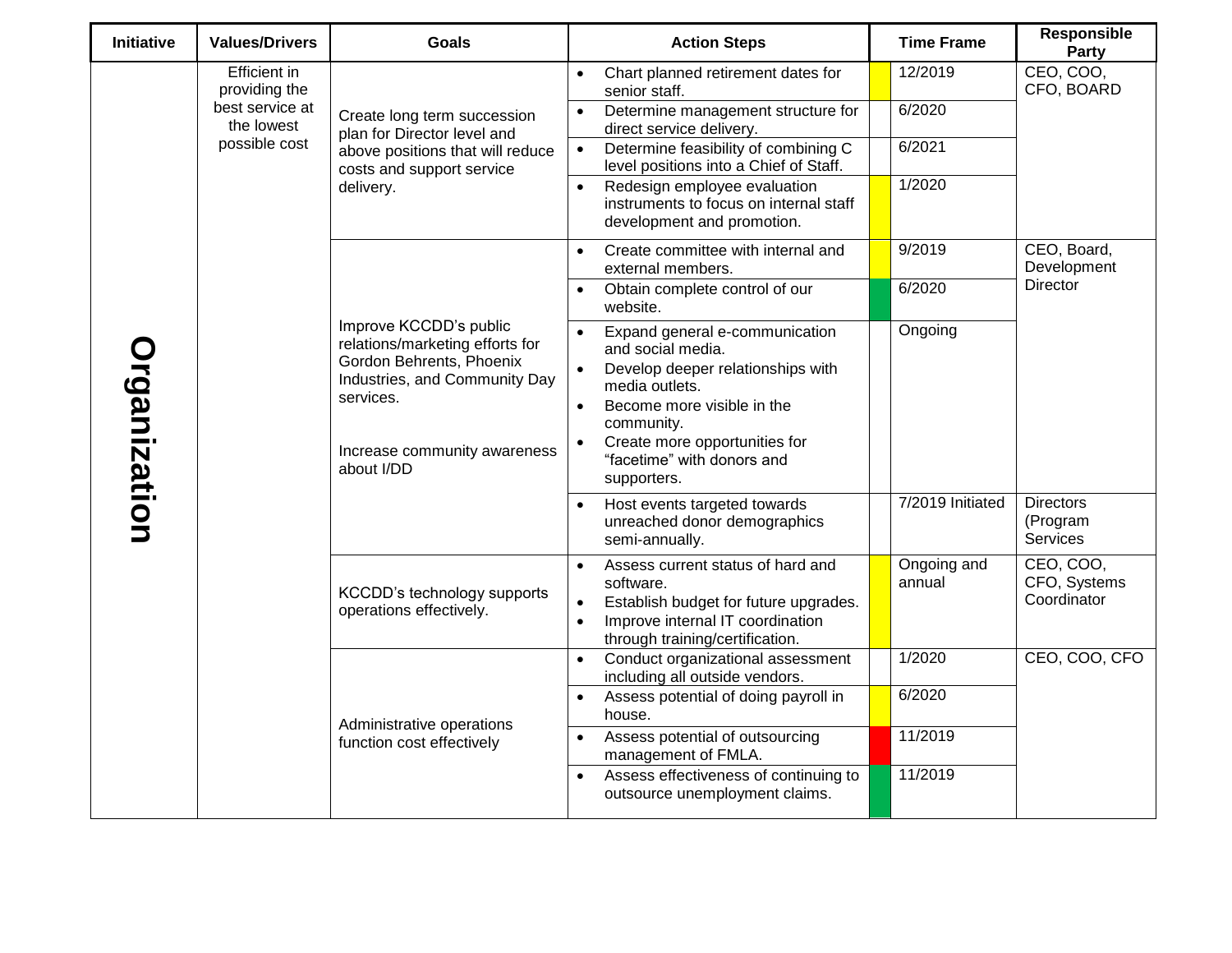| Initiative | Values/Drivers | Goals | Action Steps | Time Frame | Responsible Party |
|---|---|---|---|---|---|
| **Organization** | Efficient in providing the best service at the lowest possible cost | Create long term succession plan for Director level and above positions that will reduce costs and support service delivery. | • Chart planned retirement dates for senior staff. | 12/2019 | CEO, COO, CFO, BOARD |
| | | | • Determine management structure for direct service delivery. | 6/2020 | |
| | | | • Determine feasibility of combining C level positions into a Chief of Staff. | 6/2021 | |
| | | | • Redesign employee evaluation instruments to focus on internal staff development and promotion. | 1/2020 | |
| | | Improve KCCDD's public relations/marketing efforts for Gordon Behrents, Phoenix Industries, and Community Day services. Increase community awareness about I/DD | • Create committee with internal and external members. | 9/2019 | CEO, Board, Development Director |
| | | | • Obtain complete control of our website. | 6/2020 | |
| | | | • Expand general e-communication and social media. • Develop deeper relationships with media outlets. • Become more visible in the community. • Create more opportunities for "facetime" with donors and supporters. | Ongoing | |
| | | | • Host events targeted towards unreached donor demographics semi-annually. | 7/2019 Initiated | Directors (Program Services |
| | | KCCDD's technology supports operations effectively. | • Assess current status of hard and software. • Establish budget for future upgrades. • Improve internal IT coordination through training/certification. | Ongoing and annual | CEO, COO, CFO, Systems Coordinator |
| | | Administrative operations function cost effectively | • Conduct organizational assessment including all outside vendors. | 1/2020 | CEO, COO, CFO |
| | | | • Assess potential of doing payroll in house. | 6/2020 | |
| | | | • Assess potential of outsourcing management of FMLA. | 11/2019 | |
| | | | • Assess effectiveness of continuing to outsource unemployment claims. | 11/2019 | |